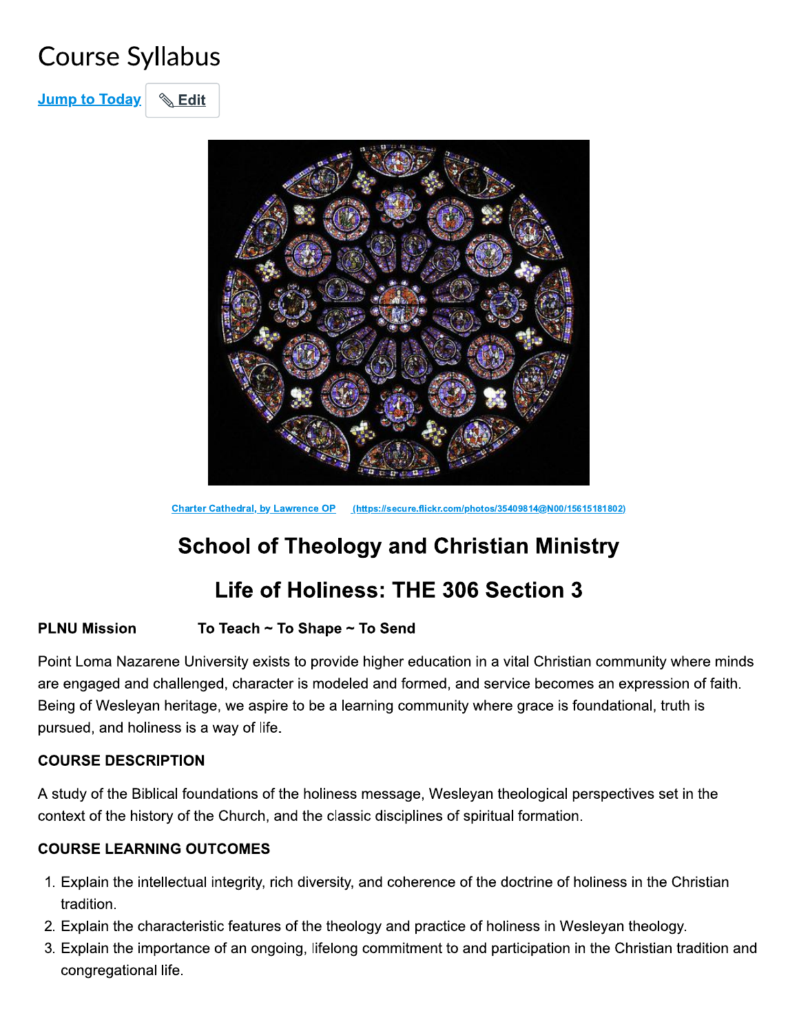# Course Syllabus

Jump to Today Edit

Charter Cathedral, by Lawrence OP (https://secure.flickr.com/photos/35409814@N00/15615181802)

## School of Theology and Christian Ministry

## Life of Holiness: THE 306 Section 3

**PLNU Mission** **To Teach ~ To Shape ~ To Send**

Point Loma Nazarene University exists to provide higher education in a vital Christian community where minds are engaged and challenged, character is modeled and formed, and service becomes an expression of faith. Being of Wesleyan heritage, we aspire to be a learning community where grace is foundational, truth is pursued, and holiness is a way of life.

**COURSE DESCRIPTION**

A study of the Biblical foundations of the holiness message, Wesleyan theological perspectives set in the context of the history of the Church, and the classic disciplines of spiritual formation.

**COURSE LEARNING OUTCOMES**

1. Explain the intellectual integrity, rich diversity, and coherence of the doctrine of holiness in the Christian tradition.
2. Explain the characteristic features of the theology and practice of holiness in Wesleyan theology.
3. Explain the importance of an ongoing, lifelong commitment to and participation in the Christian tradition and congregational life.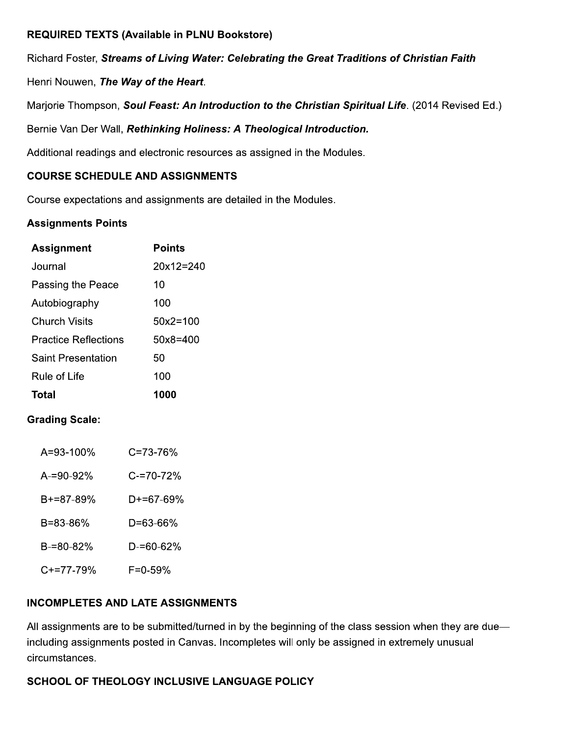**REQUIRED TEXTS (Available in PLNU Bookstore)**

Richard Foster, ***Streams of Living Water: Celebrating the Great Traditions of Christian Faith***

Henri Nouwen, ***The Way of the Heart***.

Marjorie Thompson, ***Soul Feast: An Introduction to the Christian Spiritual Life***. (2014 Revised Ed.)

Bernie Van Der Wall, ***Rethinking Holiness: A Theological Introduction.***

Additional readings and electronic resources as assigned in the Modules.

**COURSE SCHEDULE AND ASSIGNMENTS**

Course expectations and assignments are detailed in the Modules.

**Assignments Points**

| Assignment | Points |
|---|---|
| Journal | 20x12=240 |
| Passing the Peace | 10 |
| Autobiography | 100 |
| Church Visits | 50x2=100 |
| Practice Reflections | 50x8=400 |
| Saint Presentation | 50 |
| Rule of Life | 100 |
| **Total** | **1000** |

**Grading Scale:**

| | |
|---|---|
| A=93-100% | C=73-76% |
| A-=90-92% | C-=70-72% |
| B+=87-89% | D+=67-69% |
| B=83-86% | D=63-66% |
| B-=80-82% | D-=60-62% |
| C+=77-79% | F=0-59% |

**INCOMPLETES AND LATE ASSIGNMENTS**

All assignments are to be submitted/turned in by the beginning of the class session when they are due—including assignments posted in Canvas. Incompletes will only be assigned in extremely unusual circumstances.

**SCHOOL OF THEOLOGY INCLUSIVE LANGUAGE POLICY**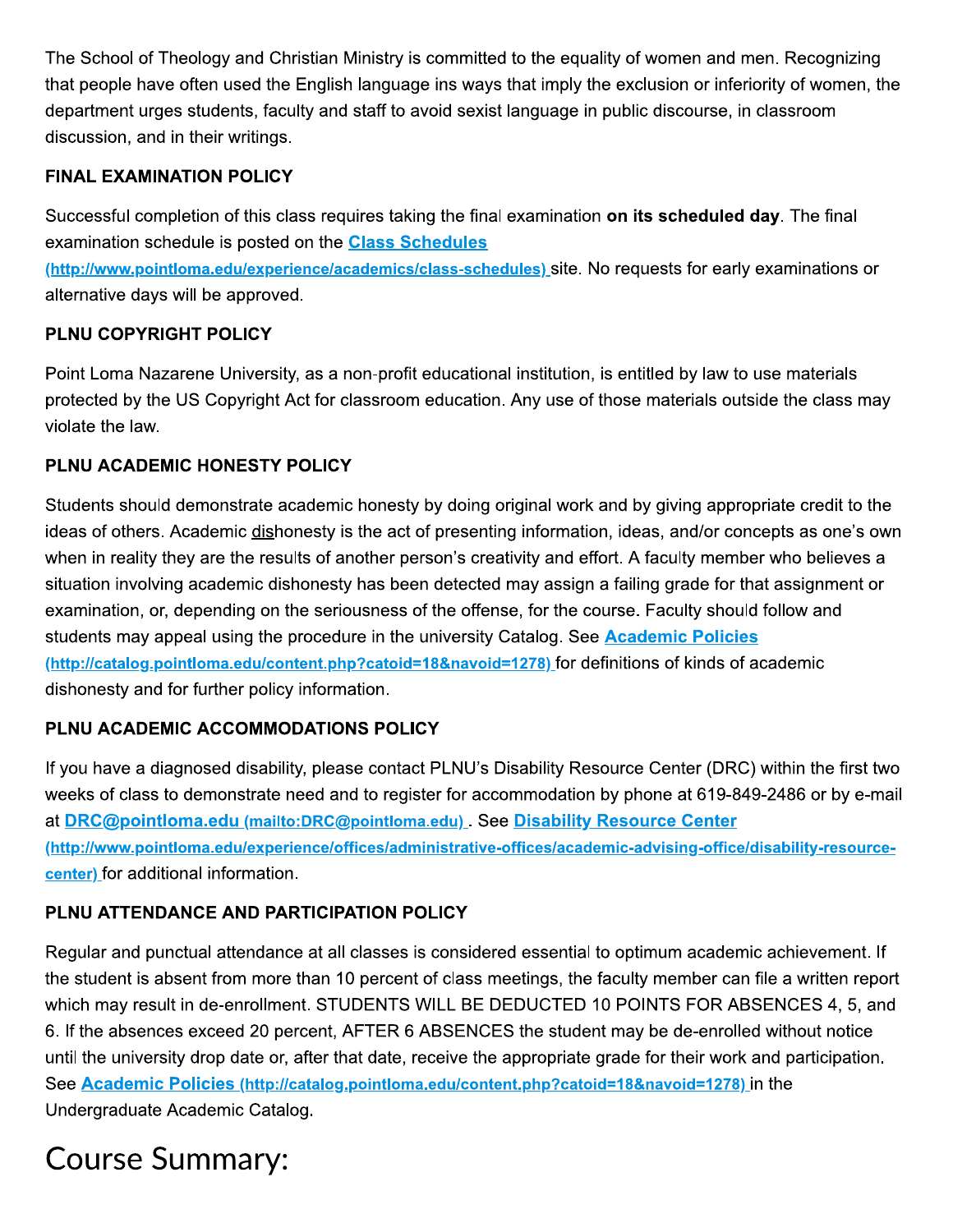The School of Theology and Christian Ministry is committed to the equality of women and men. Recognizing that people have often used the English language ins ways that imply the exclusion or inferiority of women, the department urges students, faculty and staff to avoid sexist language in public discourse, in classroom discussion, and in their writings.

#### FINAL EXAMINATION POLICY

Successful completion of this class requires taking the final examination **on its scheduled day**. The final examination schedule is posted on the **Class Schedules** (http://www.pointloma.edu/experience/academics/class-schedules) site. No requests for early examinations or alternative days will be approved.

#### PLNU COPYRIGHT POLICY

Point Loma Nazarene University, as a non-profit educational institution, is entitled by law to use materials protected by the US Copyright Act for classroom education. Any use of those materials outside the class may violate the law.

#### PLNU ACADEMIC HONESTY POLICY

Students should demonstrate academic honesty by doing original work and by giving appropriate credit to the ideas of others. Academic dishonesty is the act of presenting information, ideas, and/or concepts as one's own when in reality they are the results of another person's creativity and effort. A faculty member who believes a situation involving academic dishonesty has been detected may assign a failing grade for that assignment or examination, or, depending on the seriousness of the offense, for the course. Faculty should follow and students may appeal using the procedure in the university Catalog. See **Academic Policies** (http://catalog.pointloma.edu/content.php?catoid=18&navoid=1278) for definitions of kinds of academic dishonesty and for further policy information.

#### PLNU ACADEMIC ACCOMMODATIONS POLICY

If you have a diagnosed disability, please contact PLNU's Disability Resource Center (DRC) within the first two weeks of class to demonstrate need and to register for accommodation by phone at 619-849-2486 or by e-mail at **DRC@pointloma.edu** (mailto:DRC@pointloma.edu) . See **Disability Resource Center** (http://www.pointloma.edu/experience/offices/administrative-offices/academic-advising-office/disability-resource-center) for additional information.

#### PLNU ATTENDANCE AND PARTICIPATION POLICY

Regular and punctual attendance at all classes is considered essential to optimum academic achievement. If the student is absent from more than 10 percent of class meetings, the faculty member can file a written report which may result in de-enrollment. STUDENTS WILL BE DEDUCTED 10 POINTS FOR ABSENCES 4, 5, and 6. If the absences exceed 20 percent, AFTER 6 ABSENCES the student may be de-enrolled without notice until the university drop date or, after that date, receive the appropriate grade for their work and participation. See **Academic Policies** (http://catalog.pointloma.edu/content.php?catoid=18&navoid=1278) in the Undergraduate Academic Catalog.

# Course Summary: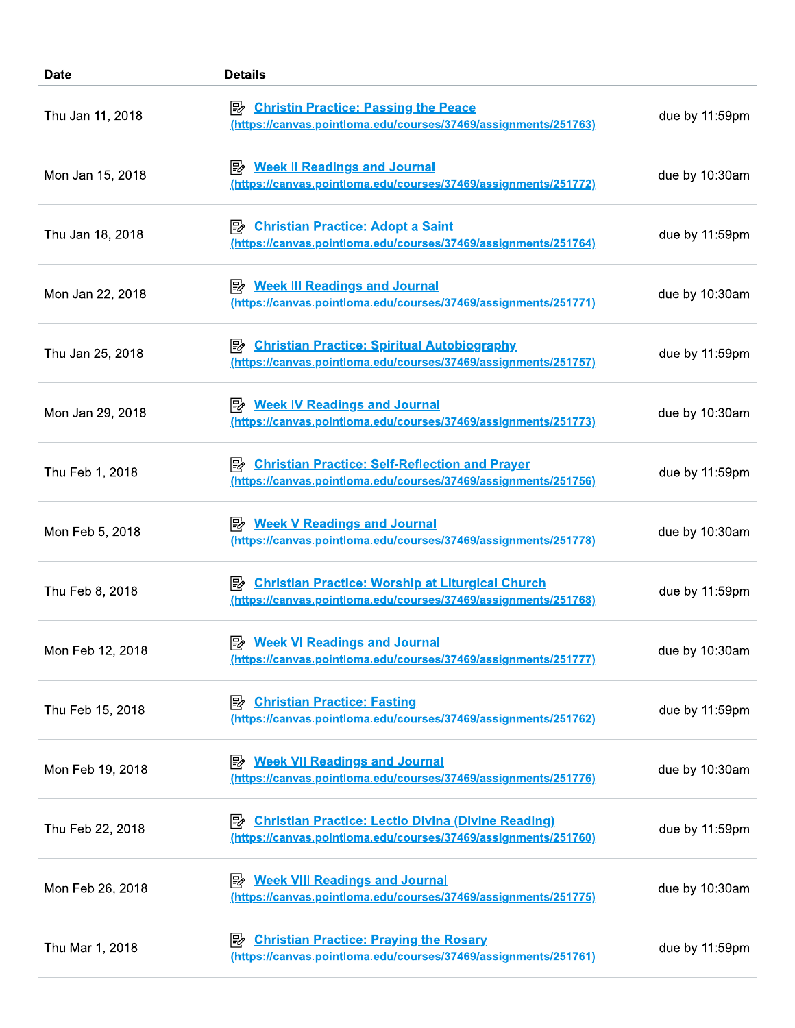| Date | Details | |
|---|---|---|
| Thu Jan 11, 2018 | Christin Practice: Passing the Peace (https://canvas.pointloma.edu/courses/37469/assignments/251763) | due by 11:59pm |
| Mon Jan 15, 2018 | Week II Readings and Journal (https://canvas.pointloma.edu/courses/37469/assignments/251772) | due by 10:30am |
| Thu Jan 18, 2018 | Christian Practice: Adopt a Saint (https://canvas.pointloma.edu/courses/37469/assignments/251764) | due by 11:59pm |
| Mon Jan 22, 2018 | Week III Readings and Journal (https://canvas.pointloma.edu/courses/37469/assignments/251771) | due by 10:30am |
| Thu Jan 25, 2018 | Christian Practice: Spiritual Autobiography (https://canvas.pointloma.edu/courses/37469/assignments/251757) | due by 11:59pm |
| Mon Jan 29, 2018 | Week IV Readings and Journal (https://canvas.pointloma.edu/courses/37469/assignments/251773) | due by 10:30am |
| Thu Feb 1, 2018 | Christian Practice: Self-Reflection and Prayer (https://canvas.pointloma.edu/courses/37469/assignments/251756) | due by 11:59pm |
| Mon Feb 5, 2018 | Week V Readings and Journal (https://canvas.pointloma.edu/courses/37469/assignments/251778) | due by 10:30am |
| Thu Feb 8, 2018 | Christian Practice: Worship at Liturgical Church (https://canvas.pointloma.edu/courses/37469/assignments/251768) | due by 11:59pm |
| Mon Feb 12, 2018 | Week VI Readings and Journal (https://canvas.pointloma.edu/courses/37469/assignments/251777) | due by 10:30am |
| Thu Feb 15, 2018 | Christian Practice: Fasting (https://canvas.pointloma.edu/courses/37469/assignments/251762) | due by 11:59pm |
| Mon Feb 19, 2018 | Week VII Readings and Journal (https://canvas.pointloma.edu/courses/37469/assignments/251776) | due by 10:30am |
| Thu Feb 22, 2018 | Christian Practice: Lectio Divina (Divine Reading) (https://canvas.pointloma.edu/courses/37469/assignments/251760) | due by 11:59pm |
| Mon Feb 26, 2018 | Week VIII Readings and Journal (https://canvas.pointloma.edu/courses/37469/assignments/251775) | due by 10:30am |
| Thu Mar 1, 2018 | Christian Practice: Praying the Rosary (https://canvas.pointloma.edu/courses/37469/assignments/251761) | due by 11:59pm |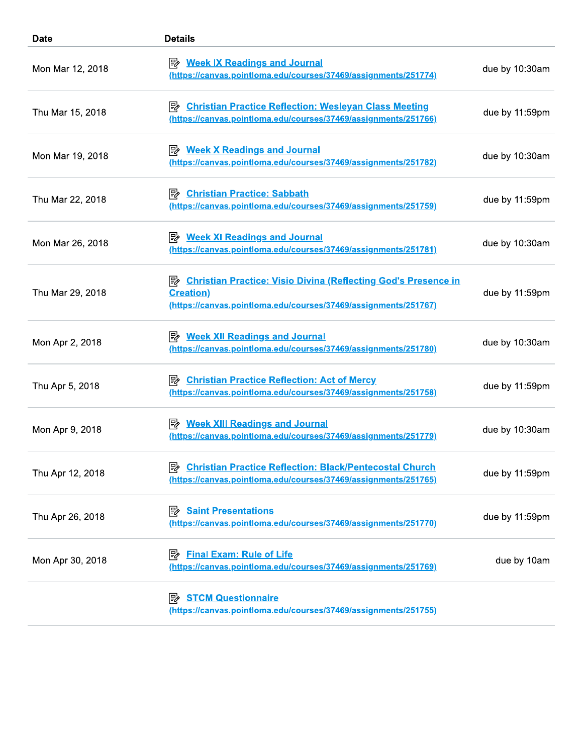| Date | Details | |
|---|---|---|
| Mon Mar 12, 2018 | Week IX Readings and Journal (https://canvas.pointloma.edu/courses/37469/assignments/251774) | due by 10:30am |
| Thu Mar 15, 2018 | Christian Practice Reflection: Wesleyan Class Meeting (https://canvas.pointloma.edu/courses/37469/assignments/251766) | due by 11:59pm |
| Mon Mar 19, 2018 | Week X Readings and Journal (https://canvas.pointloma.edu/courses/37469/assignments/251782) | due by 10:30am |
| Thu Mar 22, 2018 | Christian Practice: Sabbath (https://canvas.pointloma.edu/courses/37469/assignments/251759) | due by 11:59pm |
| Mon Mar 26, 2018 | Week XI Readings and Journal (https://canvas.pointloma.edu/courses/37469/assignments/251781) | due by 10:30am |
| Thu Mar 29, 2018 | Christian Practice: Visio Divina (Reflecting God's Presence in Creation) (https://canvas.pointloma.edu/courses/37469/assignments/251767) | due by 11:59pm |
| Mon Apr 2, 2018 | Week XII Readings and Journal (https://canvas.pointloma.edu/courses/37469/assignments/251780) | due by 10:30am |
| Thu Apr 5, 2018 | Christian Practice Reflection: Act of Mercy (https://canvas.pointloma.edu/courses/37469/assignments/251758) | due by 11:59pm |
| Mon Apr 9, 2018 | Week XIII Readings and Journal (https://canvas.pointloma.edu/courses/37469/assignments/251779) | due by 10:30am |
| Thu Apr 12, 2018 | Christian Practice Reflection: Black/Pentecostal Church (https://canvas.pointloma.edu/courses/37469/assignments/251765) | due by 11:59pm |
| Thu Apr 26, 2018 | Saint Presentations (https://canvas.pointloma.edu/courses/37469/assignments/251770) | due by 11:59pm |
| Mon Apr 30, 2018 | Final Exam: Rule of Life (https://canvas.pointloma.edu/courses/37469/assignments/251769) | due by 10am |
| | STCM Questionnaire (https://canvas.pointloma.edu/courses/37469/assignments/251755) | |